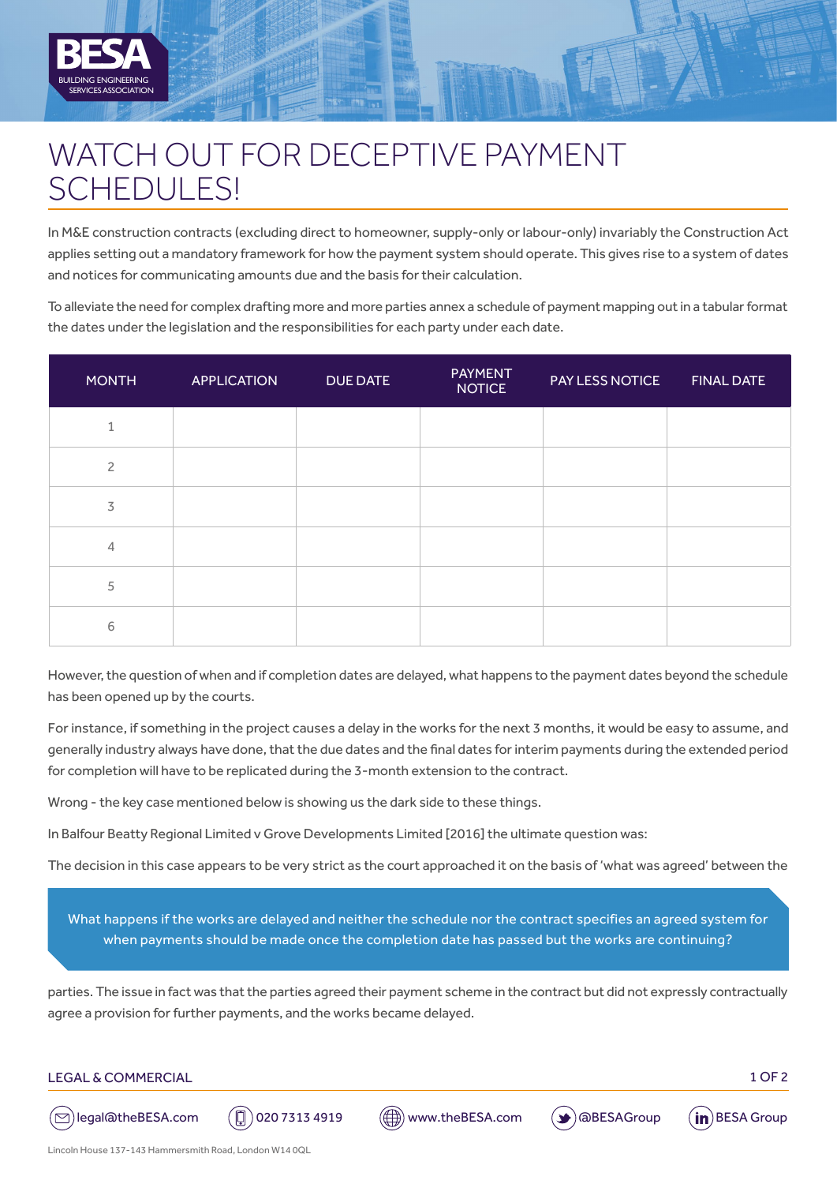# WATCH OUT FOR DECEPTIVE PAYMENT SCHEDULES!

In M&E construction contracts (excluding direct to homeowner, supply-only or labour-only) invariably the Construction Act applies setting out a mandatory framework for how the payment system should operate. This gives rise to a system of dates and notices for communicating amounts due and the basis for their calculation.

To alleviate the need for complex drafting more and more parties annex a schedule of payment mapping out in a tabular format the dates under the legislation and the responsibilities for each party under each date.

| MONTH | APPLICATION | DUE DATE | PAYMENT NOTICE | PAY LESS NOTICE | FINAL DATE |
|---|---|---|---|---|---|
| 1 | | | | | |
| 2 | | | | | |
| 3 | | | | | |
| 4 | | | | | |
| 5 | | | | | |
| 6 | | | | | |

However, the question of when and if completion dates are delayed, what happens to the payment dates beyond the schedule has been opened up by the courts.

For instance, if something in the project causes a delay in the works for the next 3 months, it would be easy to assume, and generally industry always have done, that the due dates and the final dates for interim payments during the extended period for completion will have to be replicated during the 3-month extension to the contract.

Wrong - the key case mentioned below is showing us the dark side to these things.

In Balfour Beatty Regional Limited v Grove Developments Limited [2016] the ultimate question was:

> What happens if the works are delayed and neither the schedule nor the contract specifies an agreed system for when payments should be made once the completion date has passed but the works are continuing?

The decision in this case appears to be very strict as the court approached it on the basis of 'what was agreed' between the parties. The issue in fact was that the parties agreed their payment scheme in the contract but did not expressly contractually agree a provision for further payments, and the works became delayed.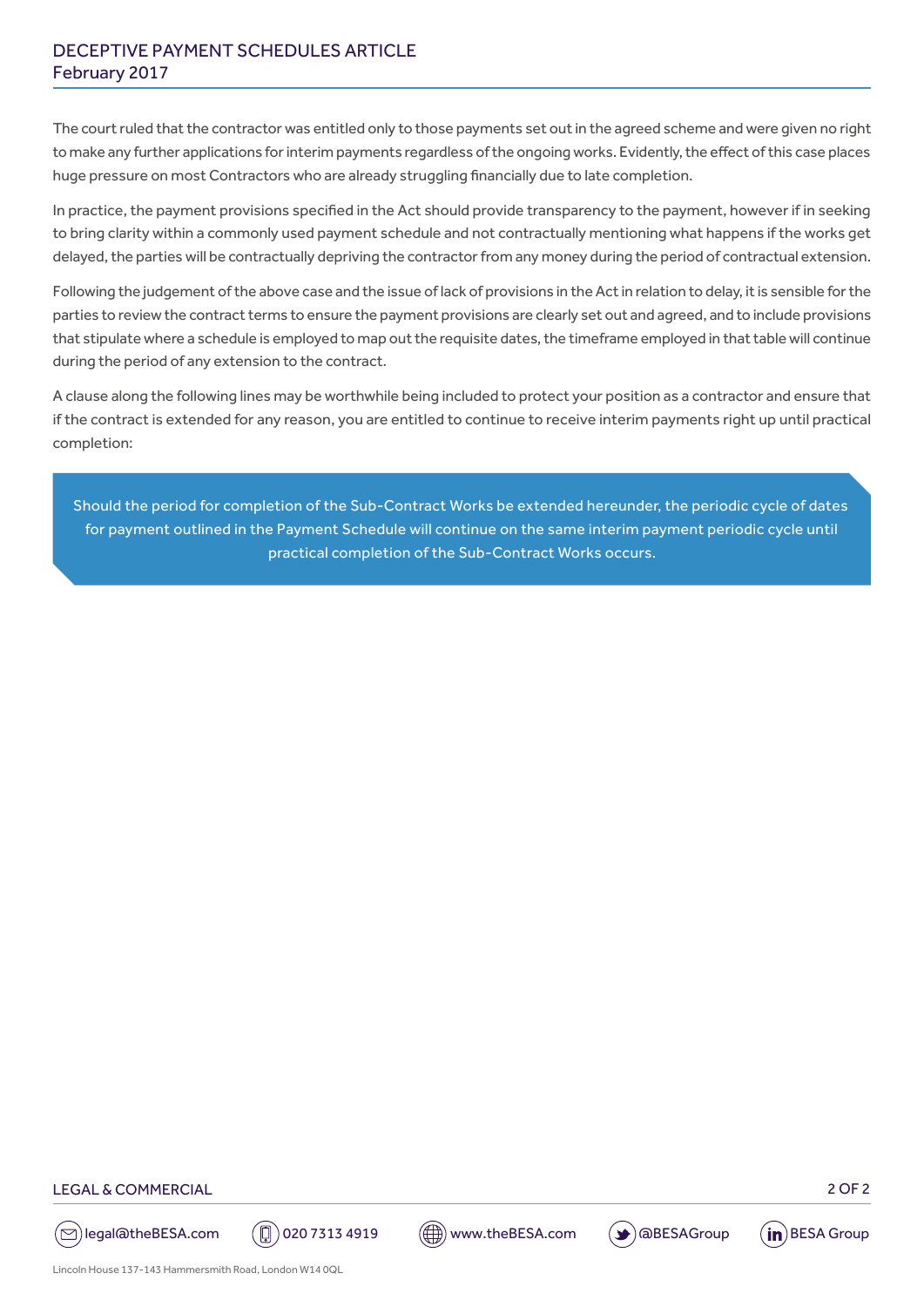The court ruled that the contractor was entitled only to those payments set out in the agreed scheme and were given no right to make any further applications for interim payments regardless of the ongoing works. Evidently, the effect of this case places huge pressure on most Contractors who are already struggling financially due to late completion.

In practice, the payment provisions specified in the Act should provide transparency to the payment, however if in seeking to bring clarity within a commonly used payment schedule and not contractually mentioning what happens if the works get delayed, the parties will be contractually depriving the contractor from any money during the period of contractual extension.

Following the judgement of the above case and the issue of lack of provisions in the Act in relation to delay, it is sensible for the parties to review the contract terms to ensure the payment provisions are clearly set out and agreed, and to include provisions that stipulate where a schedule is employed to map out the requisite dates, the timeframe employed in that table will continue during the period of any extension to the contract.

A clause along the following lines may be worthwhile being included to protect your position as a contractor and ensure that if the contract is extended for any reason, you are entitled to continue to receive interim payments right up until practical completion:

> Should the period for completion of the Sub-Contract Works be extended hereunder, the periodic cycle of dates for payment outlined in the Payment Schedule will continue on the same interim payment periodic cycle until practical completion of the Sub-Contract Works occurs.